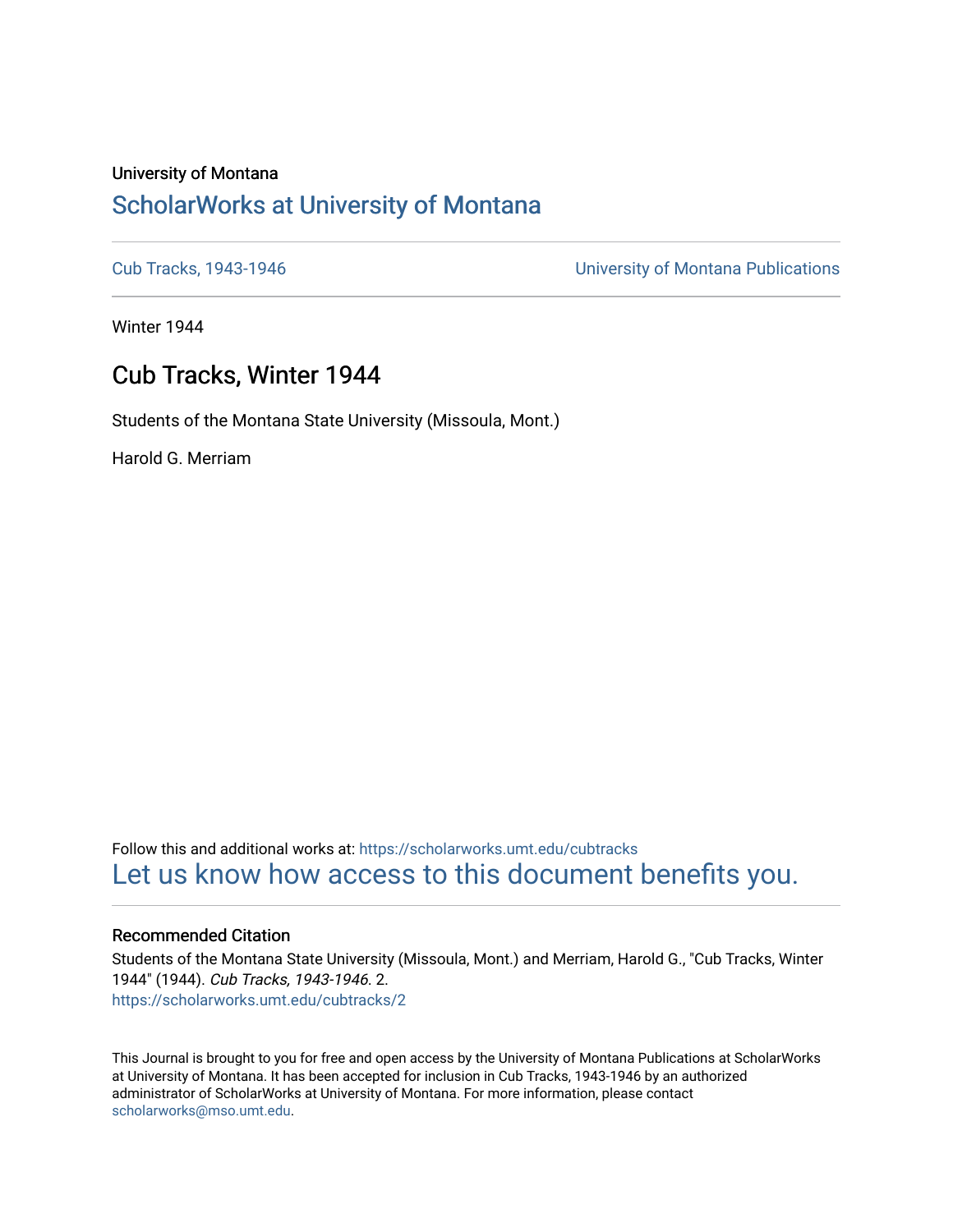University of Montana

# ScholarWorks at University of Montana

Cub Tracks, 1943-1946 | University of Montana Publications

Winter 1944

## Cub Tracks, Winter 1944

Students of the Montana State University (Missoula, Mont.)

Harold G. Merriam

Follow this and additional works at: https://scholarworks.umt.edu/cubtracks

Let us know how access to this document benefits you.

### Recommended Citation

Students of the Montana State University (Missoula, Mont.) and Merriam, Harold G., "Cub Tracks, Winter 1944" (1944). *Cub Tracks, 1943-1946*. 2.
https://scholarworks.umt.edu/cubtracks/2

This Journal is brought to you for free and open access by the University of Montana Publications at ScholarWorks at University of Montana. It has been accepted for inclusion in Cub Tracks, 1943-1946 by an authorized administrator of ScholarWorks at University of Montana. For more information, please contact scholarworks@mso.umt.edu.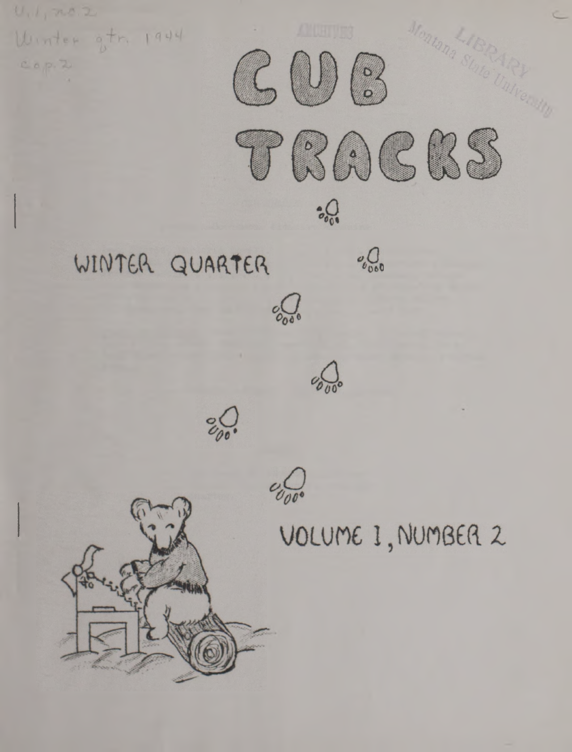V.1, no.2
Winter qtr. 1944
cop.2

LIBRARY
Montana State University

# CUB TRACKS

WINTER QUARTER

VOLUME I, NUMBER 2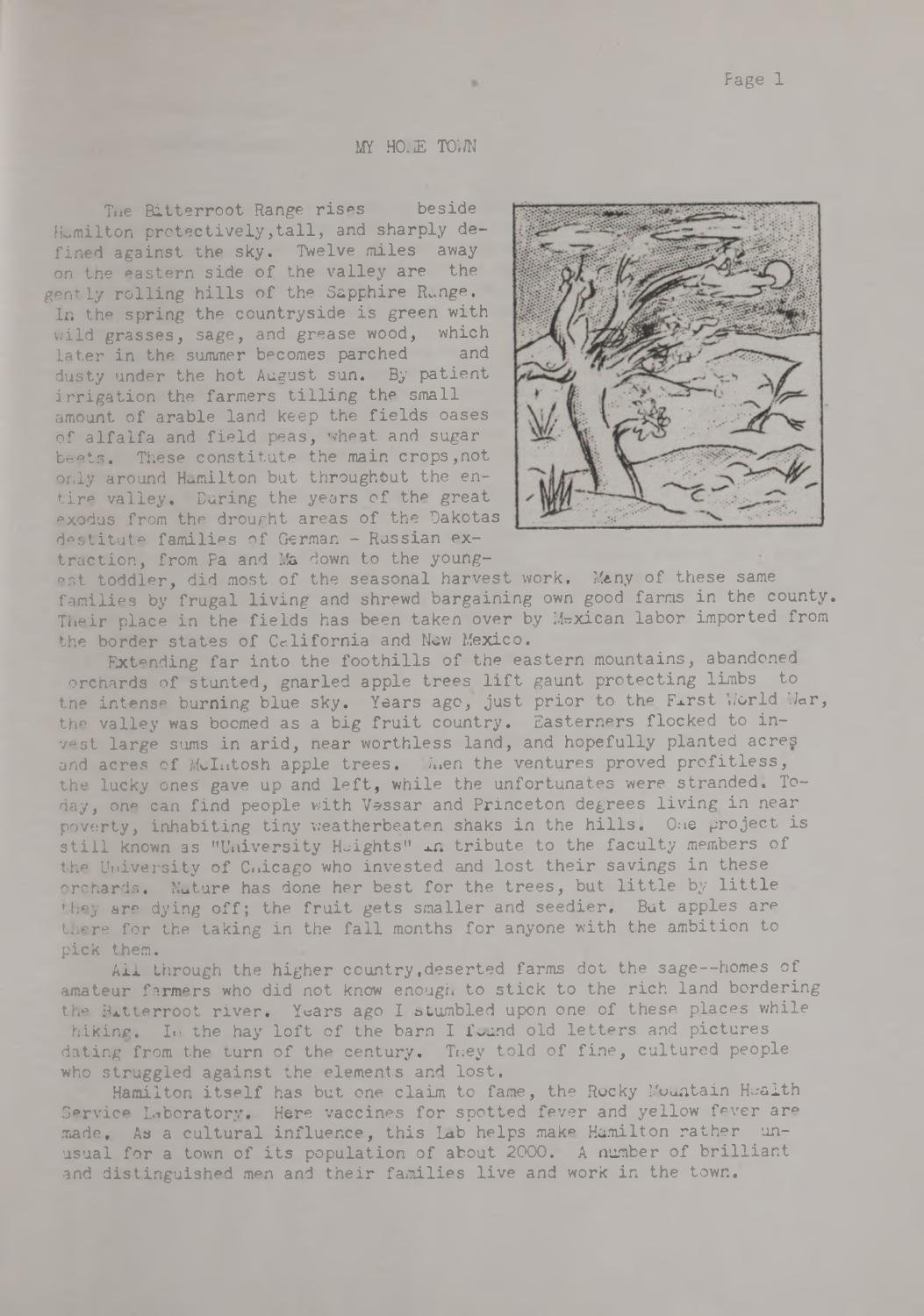## MY HOME TOWN

The Bitterroot Range rises beside Hamilton protectively, tall, and sharply defined against the sky. Twelve miles away on the eastern side of the valley are the gently rolling hills of the Sapphire Range. In the spring the countryside is green with wild grasses, sage, and grease wood, which later in the summer becomes parched and dusty under the hot August sun. By patient irrigation the farmers tilling the small amount of arable land keep the fields oases of alfalfa and field peas, wheat and sugar beets. These constitute the main crops, not only around Hamilton but throughout the entire valley. During the years of the great exodus from the drought areas of the Dakotas destitute families of German - Russian extraction, from Pa and Ma down to the youngest toddler, did most of the seasonal harvest work. Many of these same families by frugal living and shrewd bargaining own good farms in the county. Their place in the fields has been taken over by Mexican labor imported from the border states of California and New Mexico.

Extending far into the foothills of the eastern mountains, abandoned orchards of stunted, gnarled apple trees lift gaunt protecting limbs to the intense burning blue sky. Years ago, just prior to the First World War, the valley was boomed as a big fruit country. Easterners flocked to invest large sums in arid, near worthless land, and hopefully planted acres and acres of McIntosh apple trees. When the ventures proved profitless, the lucky ones gave up and left, while the unfortunates were stranded. Today, one can find people with Vassar and Princeton degrees living in near poverty, inhabiting tiny weatherbeaten shaks in the hills. One project is still known as "University Heights" in tribute to the faculty members of the University of Chicago who invested and lost their savings in these orchards. Nature has done her best for the trees, but little by little they are dying off; the fruit gets smaller and seedier. But apples are there for the taking in the fall months for anyone with the ambition to pick them.

All through the higher country, deserted farms dot the sage--homes of amateur farmers who did not know enough to stick to the rich land bordering the Bitterroot river. Years ago I stumbled upon one of these places while hiking. In the hay loft of the barn I found old letters and pictures dating from the turn of the century. They told of fine, cultured people who struggled against the elements and lost.

Hamilton itself has but one claim to fame, the Rocky Mountain Health Service Laboratory. Here vaccines for spotted fever and yellow fever are made. As a cultural influence, this Lab helps make Hamilton rather unusual for a town of its population of about 2000. A number of brilliant and distinguished men and their families live and work in the town.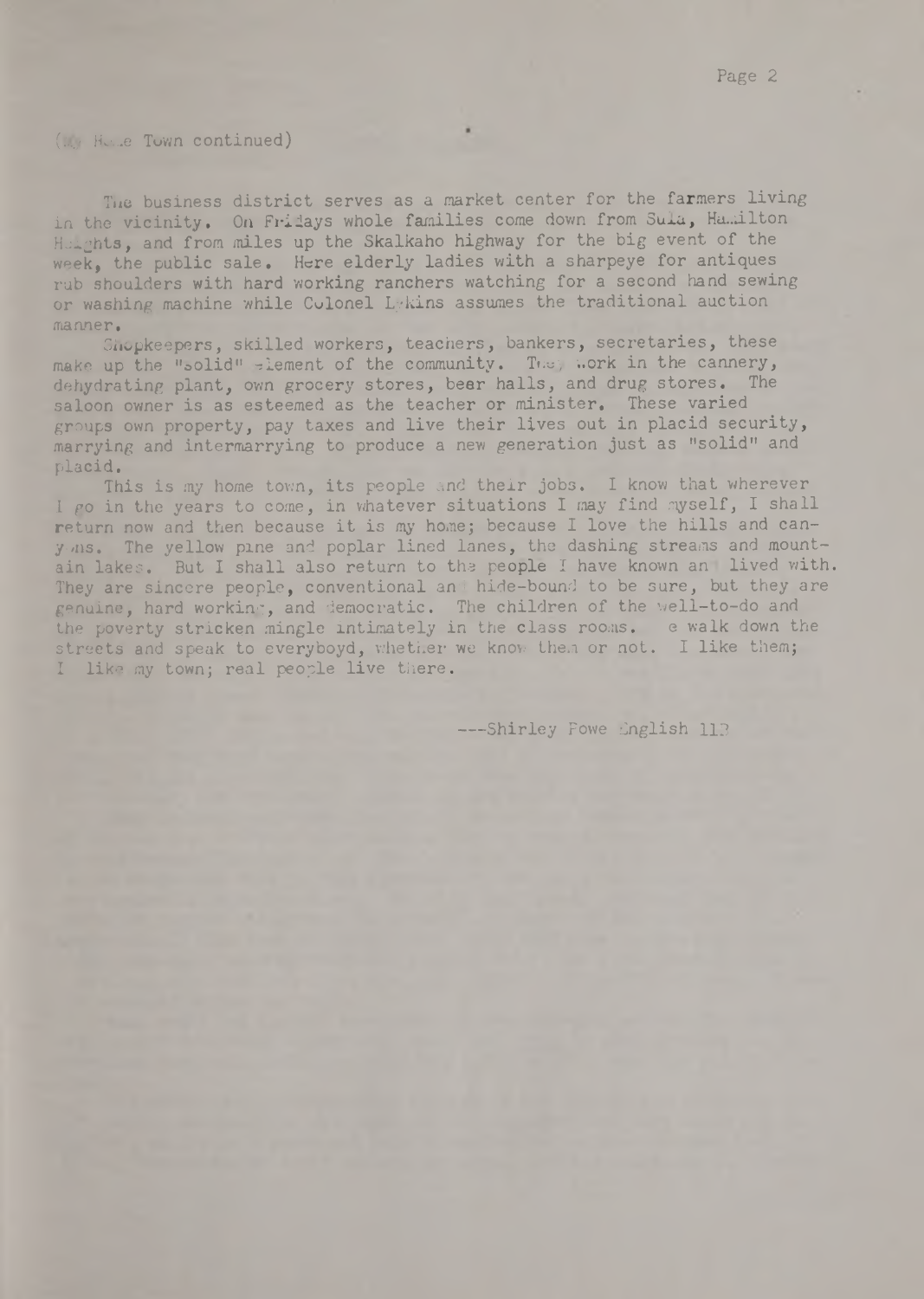(My Home Town continued)

The business district serves as a market center for the farmers living in the vicinity. On Fridays whole families come down from Sula, Hamilton Heights, and from miles up the Skalkaho highway for the big event of the week, the public sale. Here elderly ladies with a sharpeye for antiques rub shoulders with hard working ranchers watching for a second hand sewing or washing machine while Colonel Lakins assumes the traditional auction manner.

Shopkeepers, skilled workers, teachers, bankers, secretaries, these make up the "solid" element of the community. They work in the cannery, dehydrating plant, own grocery stores, beer halls, and drug stores. The saloon owner is as esteemed as the teacher or minister. These varied groups own property, pay taxes and live their lives out in placid security, marrying and intermarrying to produce a new generation just as "solid" and placid.

This is my home town, its people and their jobs. I know that wherever I go in the years to come, in whatever situations I may find myself, I shall return now and then because it is my home; because I love the hills and canyons. The yellow pine and poplar lined lanes, the dashing streams and mountain lakes. But I shall also return to the people I have known and lived with. They are sincere people, conventional and hide-bound to be sure, but they are genuine, hard working, and democratic. The children of the well-to-do and the poverty stricken mingle intimately in the class rooms. We walk down the streets and speak to everyboyd, whether we know them or not. I like them; I like my town; real people live there.

---Shirley Fowe English 11?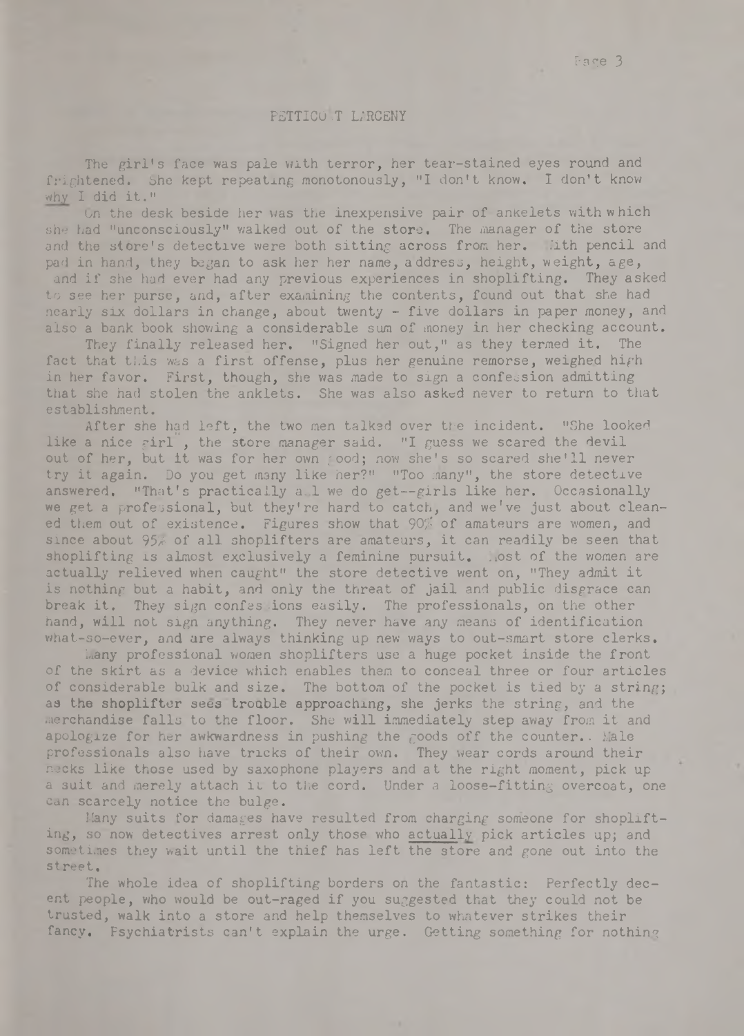## PETTICOAT LARCENY

The girl's face was pale with terror, her tear-stained eyes round and frightened. She kept repeating monotonously, "I don't know. I don't know *why* I did it."

On the desk beside her was the inexpensive pair of ankelets with which she had "unconsciously" walked out of the store. The manager of the store and the store's detective were both sitting across from her. With pencil and pad in hand, they began to ask her her name, address, height, weight, age, and if she had ever had any previous experiences in shoplifting. They asked to see her purse, and, after examining the contents, found out that she had nearly six dollars in change, about twenty - five dollars in paper money, and also a bank book showing a considerable sum of money in her checking account.

They finally released her. "Signed her out," as they termed it. The fact that this was a first offense, plus her genuine remorse, weighed high in her favor. First, though, she was made to sign a confession admitting that she had stolen the anklets. She was also asked never to return to that establishment.

After she had left, the two men talked over the incident. "She looked like a nice girl", the store manager said. "I guess we scared the devil out of her, but it was for her own good; now she's so scared she'll never try it again. Do you get many like her?" "Too many", the store detective answered. "That's practically all we do get--girls like her. Occasionally we get a professional, but they're hard to catch, and we've just about cleaned them out of existence. Figures show that 90% of amateurs are women, and since about 95% of all shoplifters are amateurs, it can readily be seen that shoplifting is almost exclusively a feminine pursuit. Most of the women are actually relieved when caught" the store detective went on, "They admit it is nothing but a habit, and only the threat of jail and public disgrace can break it. They sign confessions easily. The professionals, on the other hand, will not sign anything. They never have any means of identification what-so-ever, and are always thinking up new ways to out-smart store clerks.

Many professional women shoplifters use a huge pocket inside the front of the skirt as a device which enables them to conceal three or four articles of considerable bulk and size. The bottom of the pocket is tied by a string; as the shoplifter sees trouble approaching, she jerks the string, and the merchandise falls to the floor. She will immediately step away from it and apologize for her awkwardness in pushing the goods off the counter.. Male professionals also have tricks of their own. They wear cords around their necks like those used by saxophone players and at the right moment, pick up a suit and merely attach it to the cord. Under a loose-fitting overcoat, one can scarcely notice the bulge.

Many suits for damages have resulted from charging someone for shoplifting, so now detectives arrest only those who *actually* pick articles up; and sometimes they wait until the thief has left the store and gone out into the street.

The whole idea of shoplifting borders on the fantastic: Perfectly decent people, who would be out-raged if you suggested that they could not be trusted, walk into a store and help themselves to whatever strikes their fancy. Psychiatrists can't explain the urge. Getting something for nothing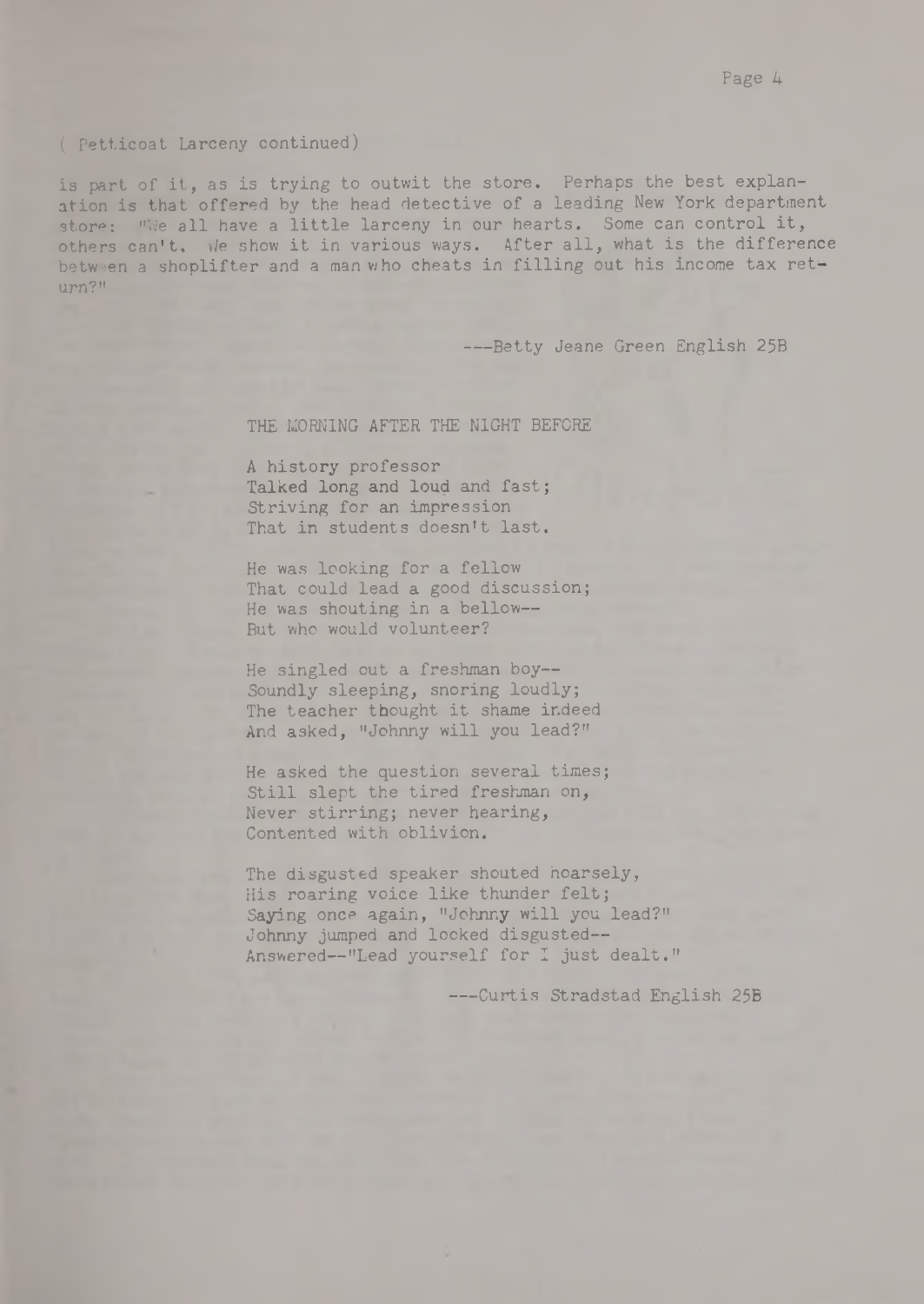( Petticoat Larceny continued)

is part of it, as is trying to outwit the store. Perhaps the best explanation is that offered by the head detective of a leading New York department store: "We all have a little larceny in our hearts. Some can control it, others can't. We show it in various ways. After all, what is the difference between a shoplifter and a man who cheats in filling out his income tax return?"

---Betty Jeane Green English 25B

## THE MORNING AFTER THE NIGHT BEFORE

A history professor  
Talked long and loud and fast;  
Striving for an impression  
That in students doesn't last.

He was looking for a fellow  
That could lead a good discussion;  
He was shouting in a bellow--  
But who would volunteer?

He singled out a freshman boy--  
Soundly sleeping, snoring loudly;  
The teacher thought it shame indeed  
And asked, "Johnny will you lead?"

He asked the question several times;  
Still slept the tired freshman on,  
Never stirring; never hearing,  
Contented with oblivion.

The disgusted speaker shouted hoarsely,  
His roaring voice like thunder felt;  
Saying once again, "Johnny will you lead?"  
Johnny jumped and looked disgusted--  
Answered--"Lead yourself for I just dealt."

---Curtis Stradstad English 25B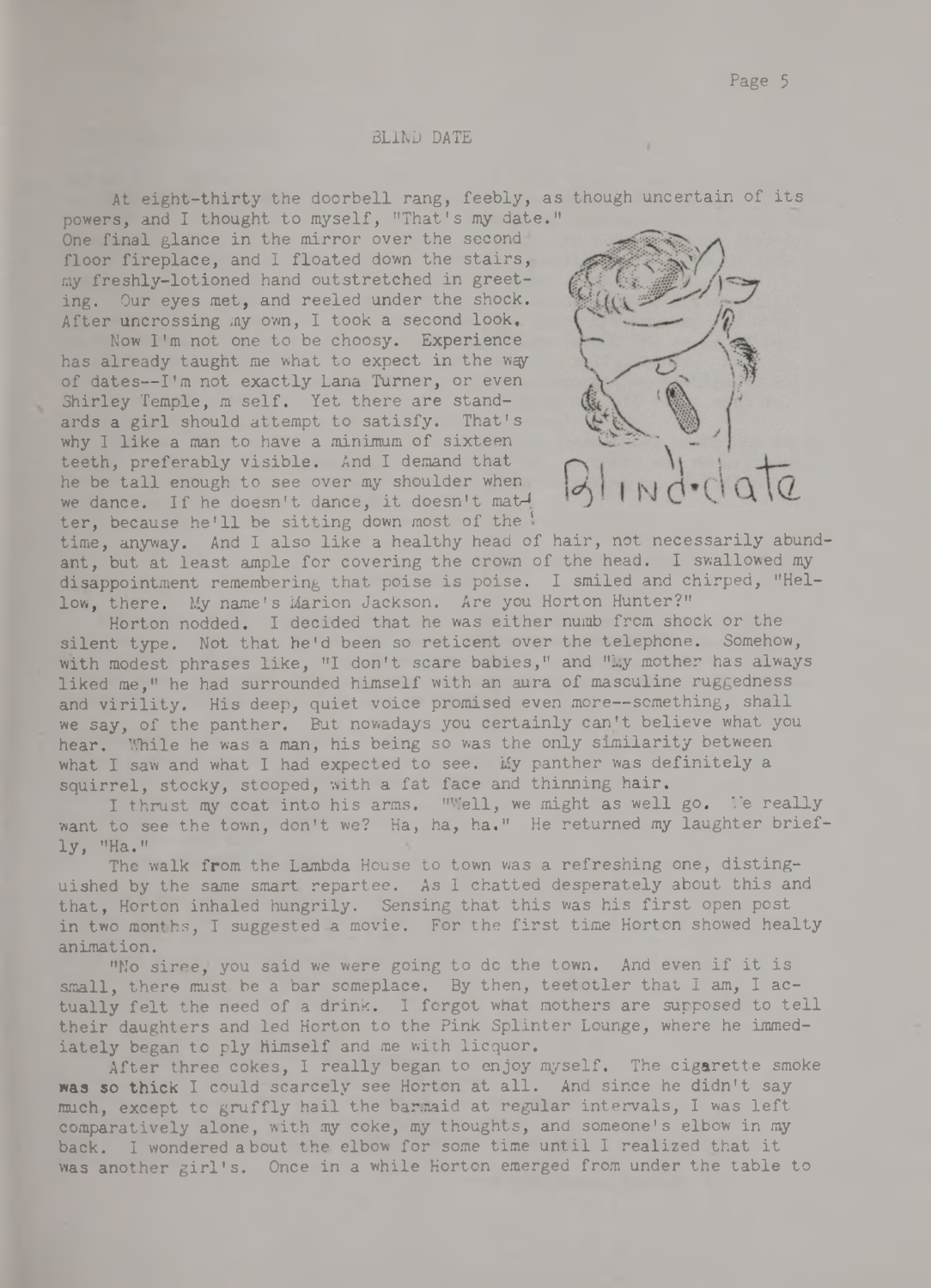## BLIND DATE

At eight-thirty the doorbell rang, feebly, as though uncertain of its powers, and I thought to myself, "That's my date." One final glance in the mirror over the second floor fireplace, and I floated down the stairs, my freshly-lotioned hand outstretched in greeting. Our eyes met, and reeled under the shock. After uncrossing my own, I took a second look.

Now I'm not one to be choosy. Experience has already taught me what to expect in the way of dates--I'm not exactly Lana Turner, or even Shirley Temple, m self. Yet there are standards a girl should attempt to satisfy. That's why I like a man to have a minimum of sixteen teeth, preferably visible. And I demand that he be tall enough to see over my shoulder when we dance. If he doesn't dance, it doesn't matter, because he'll be sitting down most of the time, anyway. And I also like a healthy head of hair, not necessarily abundant, but at least ample for covering the crown of the head. I swallowed my disappointment remembering that poise is poise. I smiled and chirped, "Hellow, there. My name's Marion Jackson. Are you Horton Hunter?"

Horton nodded. I decided that he was either numb from shock or the silent type. Not that he'd been so reticent over the telephone. Somehow, with modest phrases like, "I don't scare babies," and "My mother has always liked me," he had surrounded himself with an aura of masculine ruggedness and virility. His deep, quiet voice promised even more--something, shall we say, of the panther. But nowadays you certainly can't believe what you hear. While he was a man, his being so was the only similarity between what I saw and what I had expected to see. My panther was definitely a squirrel, stocky, stooped, with a fat face and thinning hair.

I thrust my coat into his arms. "Well, we might as well go. We really want to see the town, don't we? Ha, ha, ha." He returned my laughter briefly, "Ha."

The walk from the Lambda House to town was a refreshing one, distinguished by the same smart repartee. As I chatted desperately about this and that, Horton inhaled hungrily. Sensing that this was his first open post in two months, I suggested a movie. For the first time Horton showed healty animation.

"No siree, you said we were going to do the town. And even if it is small, there must be a bar someplace. By then, teetotler that I am, I actually felt the need of a drink. I forgot what mothers are supposed to tell their daughters and led Horton to the Pink Splinter Lounge, where he immediately began to ply himself and me with licquor.

After three cokes, I really began to enjoy myself. The cigarette smoke was so thick I could scarcely see Horton at all. And since he didn't say much, except to gruffly hail the barmaid at regular intervals, I was left comparatively alone, with my coke, my thoughts, and someone's elbow in my back. I wondered about the elbow for some time until I realized that it was another girl's. Once in a while Horton emerged from under the table to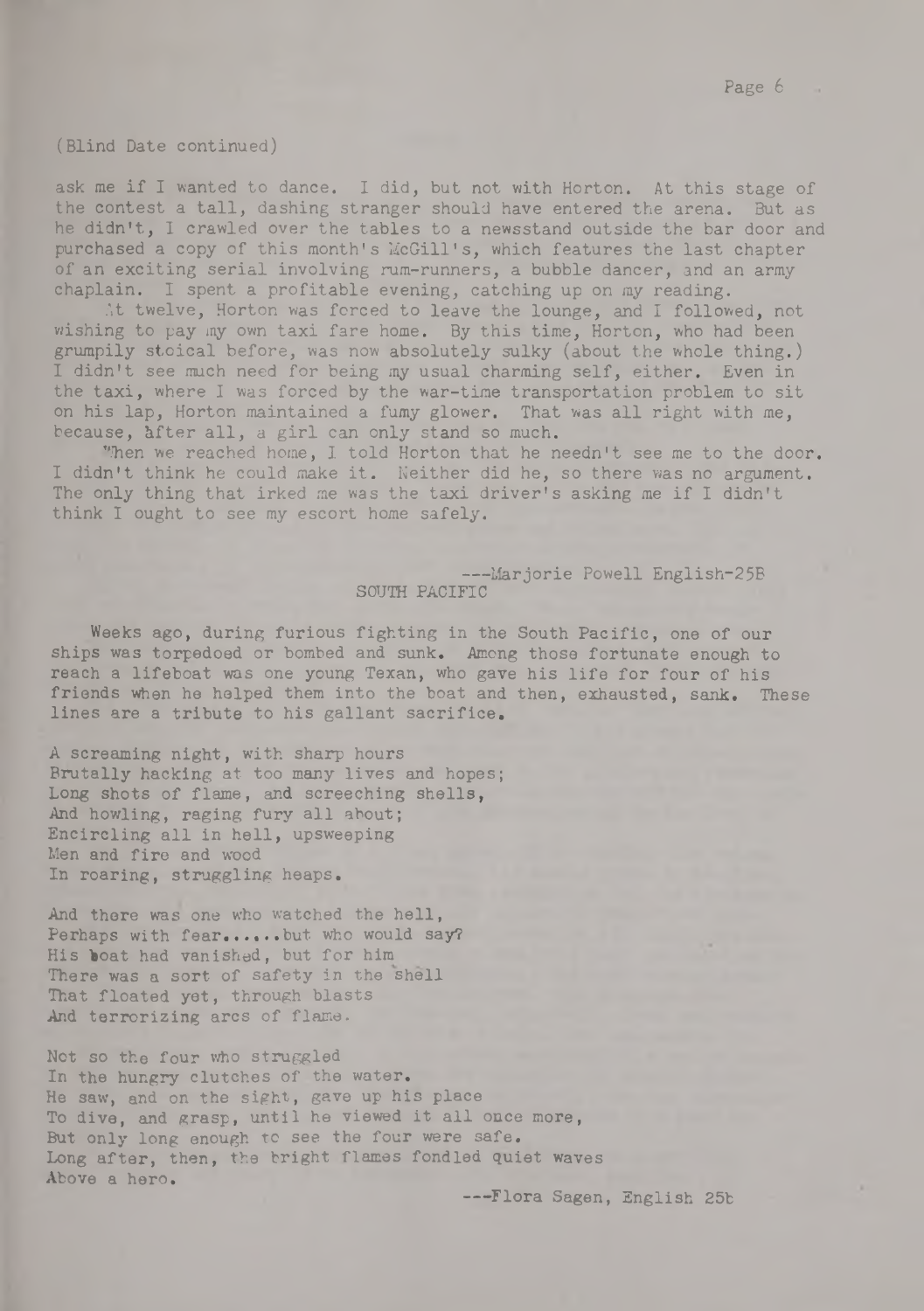(Blind Date continued)

ask me if I wanted to dance. I did, but not with Horton. At this stage of the contest a tall, dashing stranger should have entered the arena. But as he didn't, I crawled over the tables to a newsstand outside the bar door and purchased a copy of this month's McGill's, which features the last chapter of an exciting serial involving rum-runners, a bubble dancer, and an army chaplain. I spent a profitable evening, catching up on my reading.

At twelve, Horton was forced to leave the lounge, and I followed, not wishing to pay my own taxi fare home. By this time, Horton, who had been grumpily stoical before, was now absolutely sulky (about the whole thing.) I didn't see much need for being my usual charming self, either. Even in the taxi, where I was forced by the war-time transportation problem to sit on his lap, Horton maintained a fumy glower. That was all right with me, because, after all, a girl can only stand so much.

When we reached home, I told Horton that he needn't see me to the door. I didn't think he could make it. Neither did he, so there was no argument. The only thing that irked me was the taxi driver's asking me if I didn't think I ought to see my escort home safely.

---Marjorie Powell English-25B

## SOUTH PACIFIC

Weeks ago, during furious fighting in the South Pacific, one of our ships was torpedoed or bombed and sunk. Among those fortunate enough to reach a lifeboat was one young Texan, who gave his life for four of his friends when he helped them into the boat and then, exhausted, sank. These lines are a tribute to his gallant sacrifice.

A screaming night, with sharp hours
Brutally hacking at too many lives and hopes;
Long shots of flame, and screeching shells,
And howling, raging fury all about;
Encircling all in hell, upsweeping
Men and fire and wood
In roaring, struggling heaps.

And there was one who watched the hell,
Perhaps with fear......but who would say?
His boat had vanished, but for him
There was a sort of safety in the shell
That floated yet, through blasts
And terrorizing arcs of flame.

Not so the four who struggled
In the hungry clutches of the water.
He saw, and on the sight, gave up his place
To dive, and grasp, until he viewed it all once more,
But only long enough to see the four were safe.
Long after, then, the bright flames fondled quiet waves
Above a hero.

---Flora Sagen, English 25b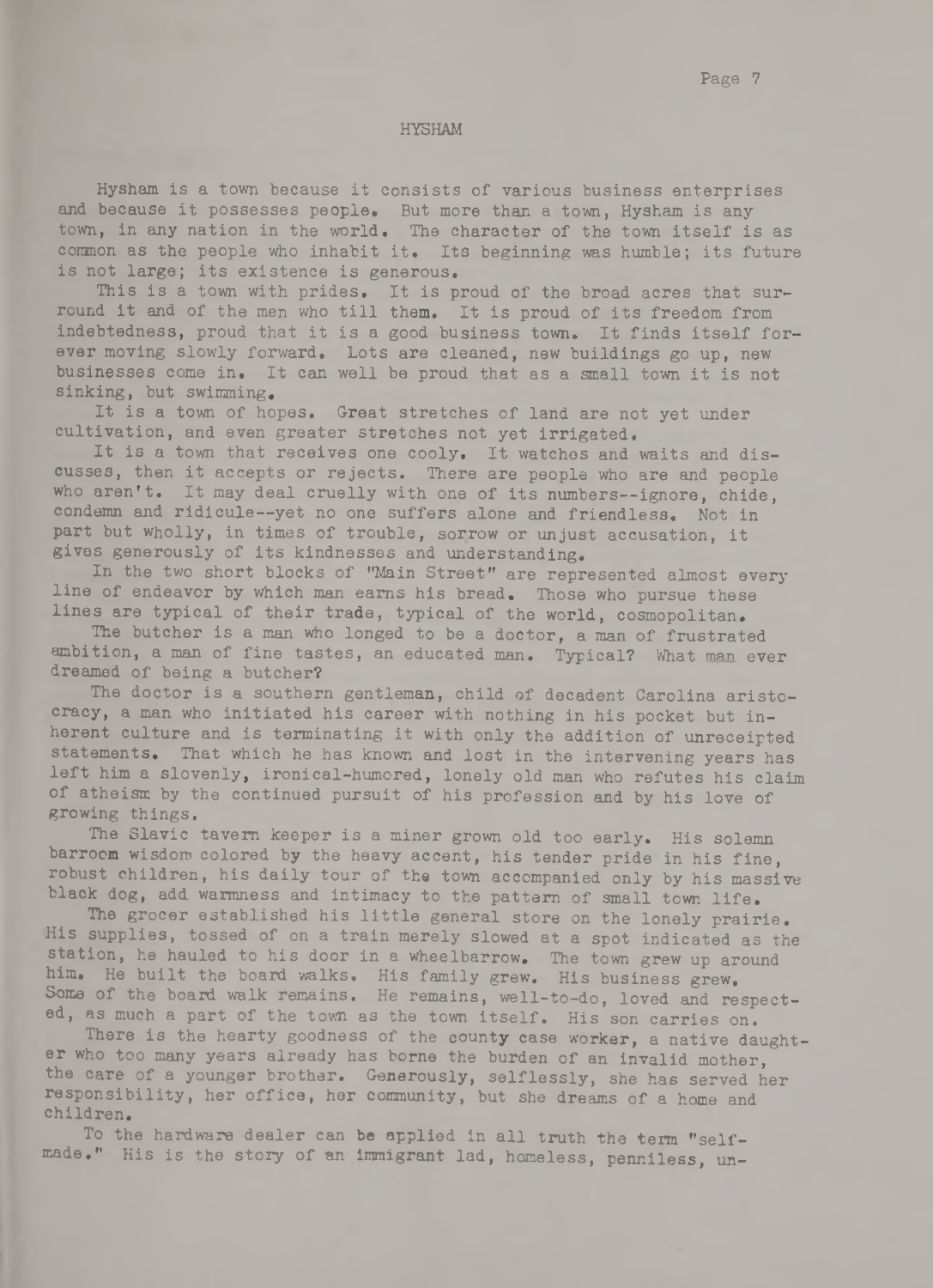## HYSHAM

Hysham is a town because it consists of various business enterprises and because it possesses people. But more than a town, Hysham is any town, in any nation in the world. The character of the town itself is as common as the people who inhabit it. Its beginning was humble; its future is not large; its existence is generous.

This is a town with prides. It is proud of the broad acres that surround it and of the men who till them. It is proud of its freedom from indebtedness, proud that it is a good business town. It finds itself forever moving slowly forward. Lots are cleaned, new buildings go up, new businesses come in. It can well be proud that as a small town it is not sinking, but swimming.

It is a town of hopes. Great stretches of land are not yet under cultivation, and even greater stretches not yet irrigated.

It is a town that receives one cooly. It watches and waits and discusses, then it accepts or rejects. There are people who are and people who aren't. It may deal cruelly with one of its numbers--ignore, chide, condemn and ridicule--yet no one suffers alone and friendless. Not in part but wholly, in times of trouble, sorrow or unjust accusation, it gives generously of its kindnesses and understanding.

In the two short blocks of "Main Street" are represented almost every line of endeavor by which man earns his bread. Those who pursue these lines are typical of their trade, typical of the world, cosmopolitan.

The butcher is a man who longed to be a doctor, a man of frustrated ambition, a man of fine tastes, an educated man. Typical? What man ever dreamed of being a butcher?

The doctor is a southern gentleman, child of decadent Carolina aristocracy, a man who initiated his career with nothing in his pocket but inherent culture and is terminating it with only the addition of unreceipted statements. That which he has known and lost in the intervening years has left him a slovenly, ironical-humored, lonely old man who refutes his claim of atheism by the continued pursuit of his profession and by his love of growing things.

The Slavic tavern keeper is a miner grown old too early. His solemn barroom wisdom colored by the heavy accent, his tender pride in his fine, robust children, his daily tour of the town accompanied only by his massive black dog, add warmness and intimacy to the pattern of small town life.

The grocer established his little general store on the lonely prairie. His supplies, tossed of on a train merely slowed at a spot indicated as the station, he hauled to his door in a wheelbarrow. The town grew up around him. He built the board walks. His family grew. His business grew. Some of the board walk remains. He remains, well-to-do, loved and respected, as much a part of the town as the town itself. His son carries on.

There is the hearty goodness of the county case worker, a native daughter who too many years already has borne the burden of an invalid mother, the care of a younger brother. Generously, selflessly, she has served her responsibility, her office, her community, but she dreams of a home and children.

To the hardware dealer can be applied in all truth the term "self-made." His is the story of an immigrant lad, homeless, penniless, un-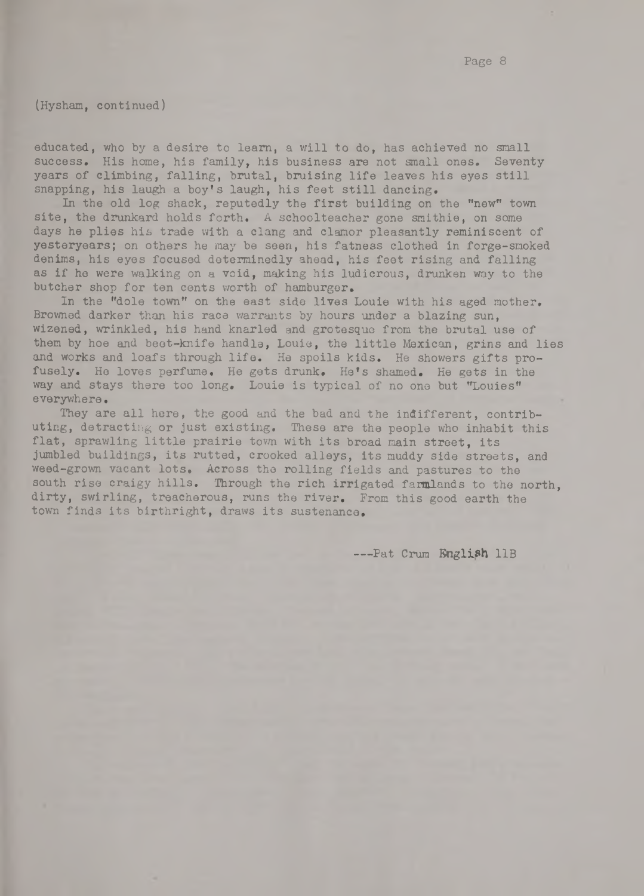(Hysham, continued)

educated, who by a desire to learn, a will to do, has achieved no small success. His home, his family, his business are not small ones. Seventy years of climbing, falling, brutal, bruising life leaves his eyes still snapping, his laugh a boy's laugh, his feet still dancing.

In the old log shack, reputedly the first building on the "new" town site, the drunkard holds forth. A schoolteacher gone smithie, on some days he plies his trade with a clang and clamor pleasantly reminiscent of yesteryears; on others he may be seen, his fatness clothed in forge-smoked denims, his eyes focused determinedly ahead, his feet rising and falling as if he were walking on a void, making his ludicrous, drunken way to the butcher shop for ten cents worth of hamburger.

In the "dole town" on the east side lives Louie with his aged mother. Browned darker than his race warrants by hours under a blazing sun, wizened, wrinkled, his hand knarled and grotesque from the brutal use of them by hoe and beet-knife handle, Louie, the little Mexican, grins and lies and works and loafs through life. He spoils kids. He showers gifts profusely. He loves perfume. He gets drunk. He's shamed. He gets in the way and stays there too long. Louie is typical of no one but "Louies" everywhere.

They are all here, the good and the bad and the indifferent, contributing, detracting or just existing. These are the people who inhabit this flat, sprawling little prairie town with its broad main street, its jumbled buildings, its rutted, crooked alleys, its muddy side streets, and weed-grown vacant lots. Across the rolling fields and pastures to the south rise craigy hills. Through the rich irrigated farmlands to the north, dirty, swirling, treacherous, runs the river. From this good earth the town finds its birthright, draws its sustenance.

---Pat Crum English 11B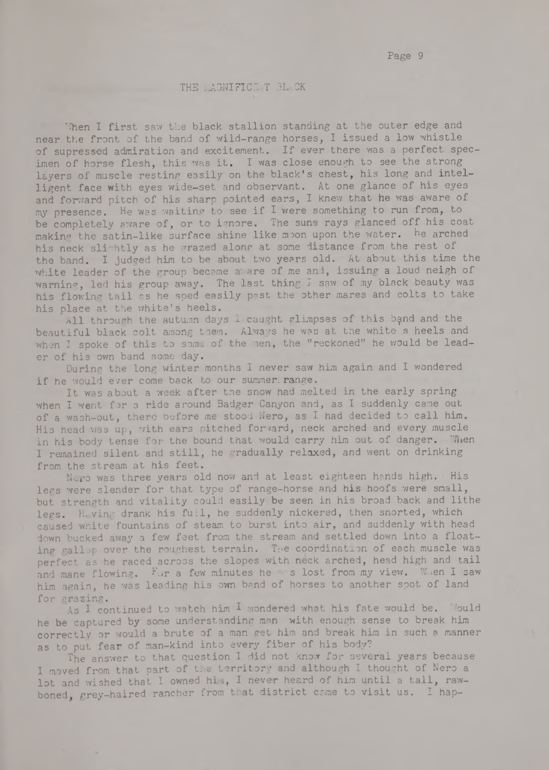# THE MAGNIFICENT BLACK

When I first saw the black stallion standing at the outer edge and near the front of the band of wild-range horses, I issued a low whistle of supressed admiration and excitement. If ever there was a perfect specimen of horse flesh, this was it. I was close enough to see the strong layers of muscle resting easily on the black's chest, his long and intelligent face with eyes wide-set and observant. At one glance of his eyes and forward pitch of his sharp pointed ears, I knew that he was aware of my presence. He was waiting to see if I were something to run from, to be completely aware of, or to ignore. The suns rays glanced off his coat making the satin-like surface shine like moon upon the water. He arched his neck slightly as he grazed along at some distance from the rest of the band. I judged him to be about two years old. At about this time the white leader of the group became aware of me and, issuing a loud neigh of warning, led his group away. The last thing I saw of my black beauty was his flowing tail as he sped easily past the other mares and colts to take his place at the white's heels.

All through the autumn days I caught glimpses of this band and the beautiful black colt among them. Always he was at the white s heels and when I spoke of this to some of the men, the "reckoned" he would be leader of his own band some day.

During the long winter months I never saw him again and I wondered if he would ever come back to our summer range.

It was about a week after the snow had melted in the early spring when I went for a ride around Badger Canyon and, as I suddenly came out of a wash-out, there before me stood Nero, as I had decided to call him. His head was up, with ears pitched forward, neck arched and every muscle in his body tense for the bound that would carry him out of danger. When I remained silent and still, he gradually relaxed, and went on drinking from the stream at his feet.

Nero was three years old now and at least eighteen hands high. His legs were slender for that type of range-horse and his hoofs were small, but strength and vitality could easily be seen in his broad back and lithe legs. Having drank his full, he suddenly nickered, then snorted, which caused white fountains of steam to burst into air, and suddenly with head down bucked away a few feet from the stream and settled down into a floating gallop over the roughest terrain. The coordination of each muscle was perfect as he raced across the slopes with neck arched, head high and tail and mane flowing. For a few minutes he was lost from my view. When I saw him again, he was leading his own band of horses to another spot of land for grazing.

As I continued to watch him I wondered what his fate would be. Would he be captured by some understanding man with enough sense to break him correctly or would a brute of a man get him and break him in such a manner as to put fear of man-kind into every fiber of his body?

The answer to that question I did not know for several years because I moved from that part of the territory and although I thought of Nero a lot and wished that I owned him, I never heard of him until a tall, raw-boned, grey-haired rancher from that district came to visit us. I hap-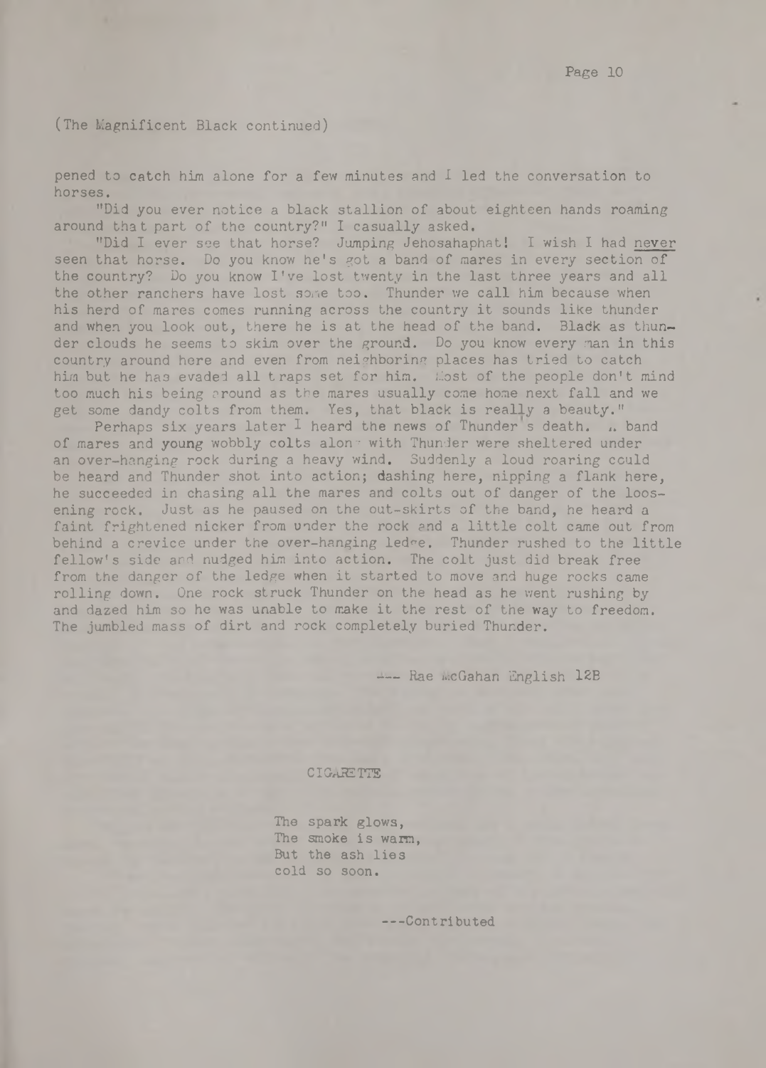(The Magnificent Black continued)

pened to catch him alone for a few minutes and I led the conversation to horses.

"Did you ever notice a black stallion of about eighteen hands roaming around that part of the country?" I casually asked.

"Did I ever see that horse? Jumping Jehosahaphat! I wish I had never seen that horse. Do you know he's got a band of mares in every section of the country? Do you know I've lost twenty in the last three years and all the other ranchers have lost some too. Thunder we call him because when his herd of mares comes running across the country it sounds like thunder and when you look out, there he is at the head of the band. Black as thunder clouds he seems to skim over the ground. Do you know every man in this country around here and even from neighboring places has tried to catch him but he has evaded all traps set for him. Most of the people don't mind too much his being around as the mares usually come home next fall and we get some dandy colts from them. Yes, that black is really a beauty."

Perhaps six years later I heard the news of Thunder's death. A band of mares and young wobbly colts along with Thunder were sheltered under an over-hanging rock during a heavy wind. Suddenly a loud roaring could be heard and Thunder shot into action; dashing here, nipping a flank here, he succeeded in chasing all the mares and colts out of danger of the loosening rock. Just as he paused on the out-skirts of the band, he heard a faint frightened nicker from under the rock and a little colt came out from behind a crevice under the over-hanging ledge. Thunder rushed to the little fellow's side and nudged him into action. The colt just did break free from the danger of the ledge when it started to move and huge rocks came rolling down. One rock struck Thunder on the head as he went rushing by and dazed him so he was unable to make it the rest of the way to freedom. The jumbled mass of dirt and rock completely buried Thunder.

--- Rae McGahan English 12B

## CIGARETTE

The spark glows,
The smoke is warm,
But the ash lies
cold so soon.

---Contributed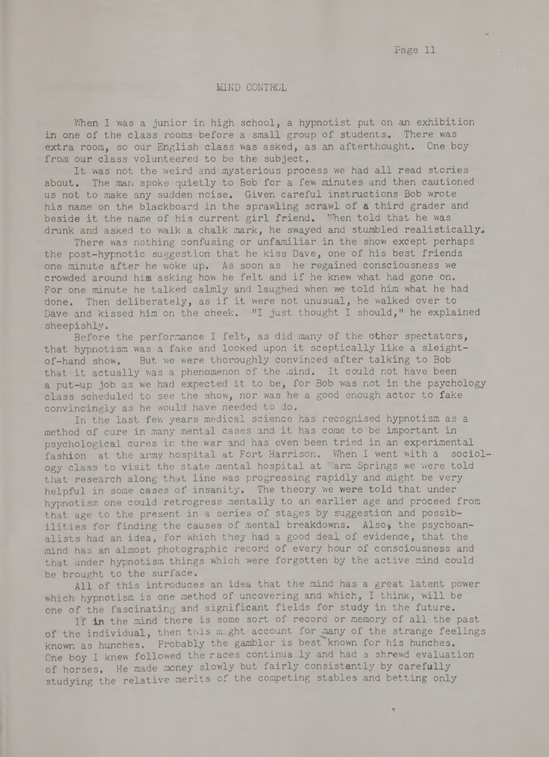## MIND CONTROL

When I was a junior in high school, a hypnotist put on an exhibition in one of the class rooms before a small group of students. There was extra room, so our English class was asked, as an afterthought. One boy from our class volunteered to be the subject.

It was not the weird and mysterious process we had all read stories about. The man spoke quietly to Bob for a few minutes and then cautioned us not to make any sudden noise. Given careful instructions Bob wrote his name on the blackboard in the sprawling scrawl of a third grader and beside it the name of his current girl friend. When told that he was drunk and asked to walk a chalk mark, he swayed and stumbled realistically.

There was nothing confusing or unfamiliar in the show except perhaps the post-hypnotic suggestion that he kiss Dave, one of his best friends one minute after he woke up. As soon as he regained consciousness we crowded around him asking how he felt and if he knew what had gone on. For one minute he talked calmly and laughed when we told him what he had done. Then deliberately, as if it were not unusual, he walked over to Dave and kissed him on the cheek. "I just thought I should," he explained sheepishly.

Before the performance I felt, as did many of the other spectators, that hypnotism was a fake and looked upon it sceptically like a sleight-of-hand show. But we were thoroughly convinced after talking to Bob that it actually was a phenomenon of the mind. It could not have been a put-up job as we had expected it to be, for Bob was not in the psychology class scheduled to see the show, nor was he a good enough actor to fake convincingly as he would have needed to do.

In the last few years medical science has recognised hypnotism as a method of cure in many mental cases and it has come to be important in psychological cures in the war and has even been tried in an experimental fashion at the army hospital at Fort Harrison. When I went with a sociology class to visit the state mental hospital at Warm Springs we were told that research along that line was progressing rapidly and might be very helpful in some cases of insanity. The theory we were told that under hypnotism one could retrogress mentally to an earlier age and proceed from that age to the present in a series of stages by suggestion and possibilities for finding the causes of mental breakdowns. Also, the psychoanalists had an idea, for which they had a good deal of evidence, that the mind has an almost photographic record of every hour of consciousness and that under hypnotism things which were forgotten by the active mind could be brought to the surface.

All of this introduces an idea that the mind has a great latent power which hypnotism is one method of uncovering and which, I think, will be one of the fascinating and significant fields for study in the future.

If in the mind there is some sort of record or memory of all the past of the individual, then this might account for many of the strange feelings known as hunches. Probably the gambler is best known for his hunches. One boy I knew followed the races continually and had a shrewd evaluation of horses. He made money slowly but fairly consistantly by carefully studying the relative merits of the competing stables and betting only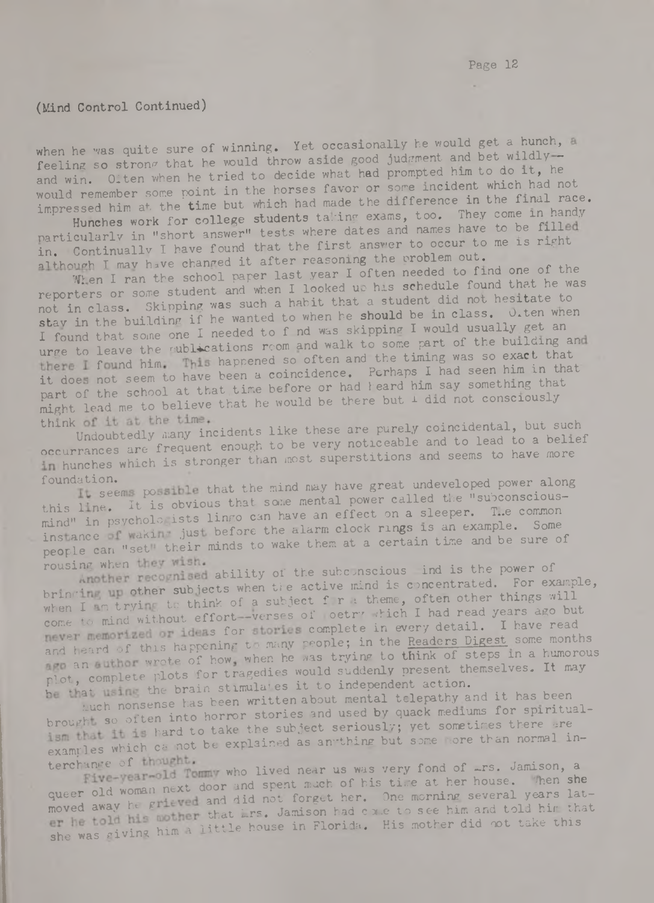(Mind Control Continued)

when he was quite sure of winning. Yet occasionally he would get a hunch, a feeling so strong that he would throw aside good judgment and bet wildly--and win. Often when he tried to decide what had prompted him to do it, he would remember some point in the horses favor or some incident which had not impressed him at the time but which had made the difference in the final race.

Hunches work for college students taking exams, too. They come in handy particularly in "short answer" tests where dates and names have to be filled in. Continually I have found that the first answer to occur to me is right although I may have changed it after reasoning the problem out.

When I ran the school paper last year I often needed to find one of the reporters or some student and when I looked up his schedule found that he was not in class. Skipping was such a habit that a student did not hesitate to stay in the building if he wanted to when he should be in class. Often when I found that some one I needed to find was skipping I would usually get an urge to leave the publications room and walk to some part of the building and there I found him. This happened so often and the timing was so exact that it does not seem to have been a coincidence. Perhaps I had seen him in that part of the school at that time before or had heard him say something that might lead me to believe that he would be there but I did not consciously think of it at the time.

Undoubtedly many incidents like these are purely coincidental, but such occurrances are frequent enough to be very noticeable and to lead to a belief in hunches which is stronger than most superstitions and seems to have more foundation.

It seems possible that the mind may have great undeveloped power along this line. It is obvious that some mental power called the "subconscious-mind" in psychologists lingo can have an effect on a sleeper. The common instance of waking just before the alarm clock rings is an example. Some people can "set" their minds to wake them at a certain time and be sure of rousing when they wish.

Another recognised ability of the subconscious mind is the power of bringing up other subjects when the active mind is concentrated. For example, when I am trying to think of a subject for a theme, often other things will come to mind without effort--verses of poetry which I had read years ago but never memorized or ideas for stories complete in every detail. I have read and heard of this happening to many people; in the Readers Digest some months ago an author wrote of how, when he was trying to think of steps in a humorous plot, complete plots for tragedies would suddenly present themselves. It may be that using the brain stimulates it to independent action.

Much nonsense has been written about mental telepathy and it has been brought so often into horror stories and used by quack mediums for spiritualism that it is hard to take the subject seriously; yet sometimes there are examples which cannot be explained as anything but some more than normal interchange of thought.

Five-year-old Tommy who lived near us was very fond of Mrs. Jamison, a queer old woman next door and spent much of his time at her house. When she moved away he grieved and did not forget her. One morning several years later he told his mother that Mrs. Jamison had come to see him and told him that she was giving him a little house in Florida. His mother did not take this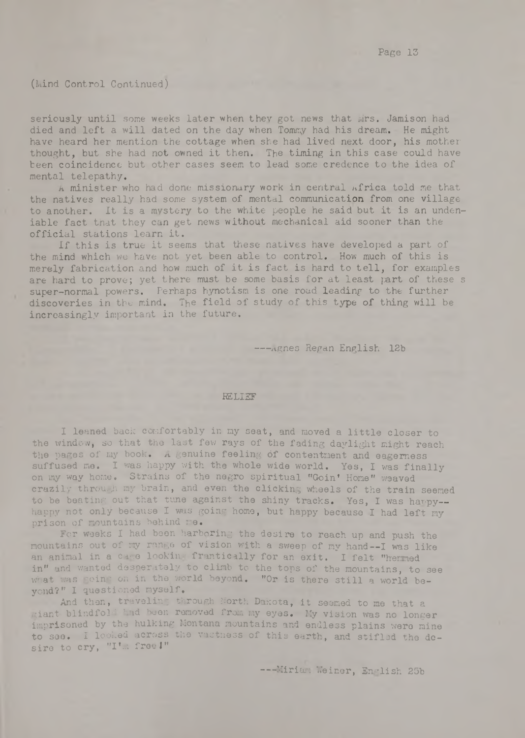(Mind Control Continued)

seriously until some weeks later when they got news that Mrs. Jamison had died and left a will dated on the day when Tommy had his dream. He might have heard her mention the cottage when she had lived next door, his mother thought, but she had not owned it then. The timing in this case could have been coincidence but other cases seem to lead some credence to the idea of mental telepathy.

A minister who had done missionary work in central Africa told me that the natives really had some system of mental communication from one village to another. It is a mystery to the white people he said but it is an undeniable fact that they can get news without mechanical aid sooner than the official stations learn it.

If this is true it seems that these natives have developed a part of the mind which we have not yet been able to control. How much of this is merely fabrication and how much of it is fact is hard to tell, for examples are hard to prove; yet there must be some basis for at least part of these s super-normal powers. Perhaps hynotism is one road leading to the further discoveries in the mind. The field of study of this type of thing will be increasingly important in the future.

---Agnes Regan English 12b

## RELIEF

I leaned back comfortably in my seat, and moved a little closer to the window, so that the last few rays of the fading daylight might reach the pages of my book. A genuine feeling of contentment and eagerness suffused me. I was happy with the whole wide world. Yes, I was finally on my way home. Strains of the negro spiritual "Goin' Home" weaved crazily through my brain, and even the clicking wheels of the train seemed to be beating out that tune against the shiny tracks. Yes, I was happy--happy not only because I was going home, but happy because I had left my prison of mountains behind me.

For weeks I had been harboring the desire to reach up and push the mountains out of my range of vision with a sweep of my hand--I was like an animal in a cage looking frantically for an exit. I felt "hemmed in" and wanted desperately to climb to the tops of the mountains, to see what was going on in the world beyond. "Or is there still a world beyond?" I questioned myself.

And then, traveling through North Dakota, it seemed to me that a giant blindfold had been removed from my eyes. My vision was no longer imprisoned by the hulking Montana mountains and endless plains were mine to see. I looked across the vastness of this earth, and stifled the desire to cry, "I'm free!"

---Miriam Weiner, English 25b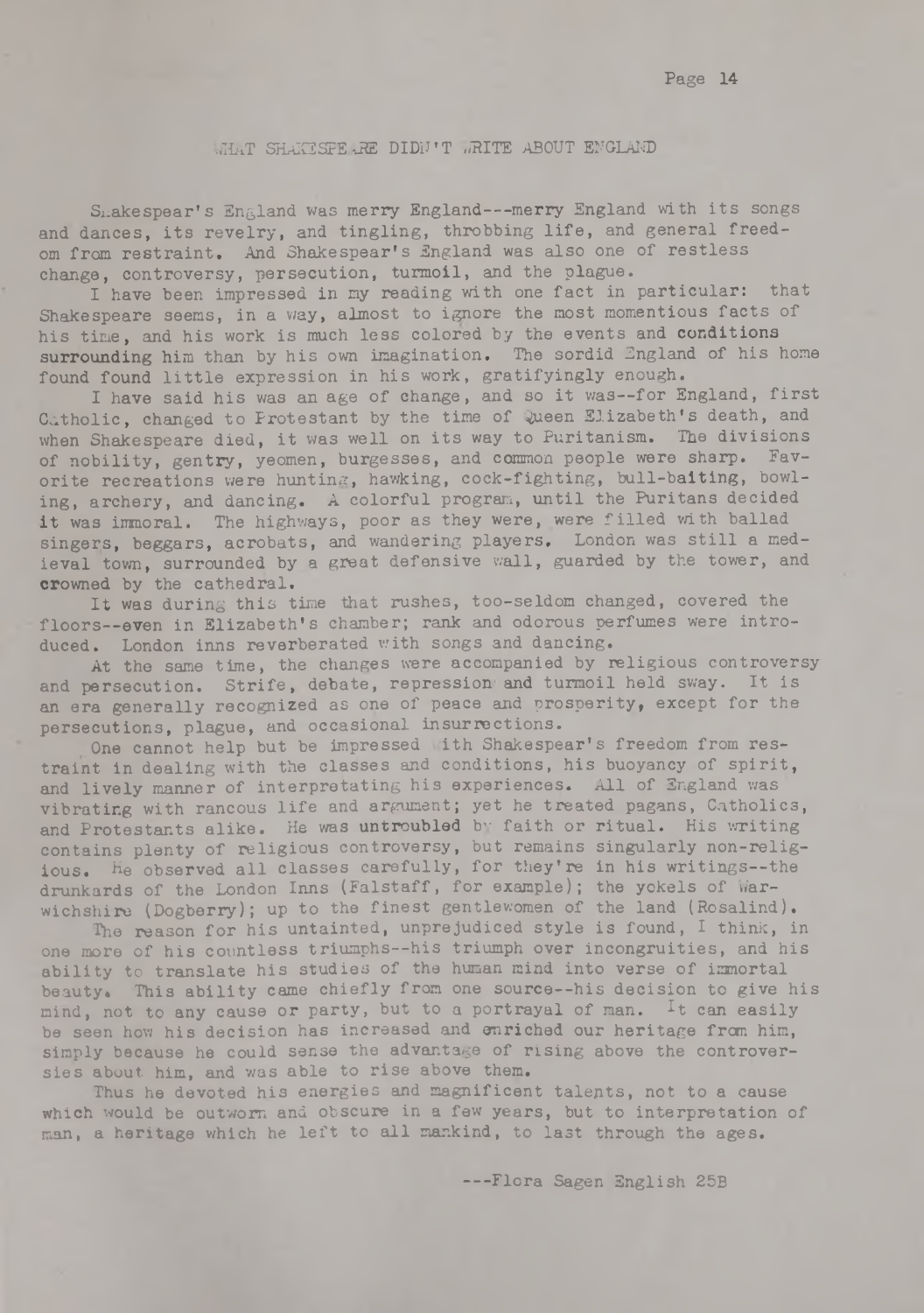## WHAT SHAKESPEARE DIDN'T WRITE ABOUT ENGLAND

Shakespear's England was merry England---merry England with its songs and dances, its revelry, and tingling, throbbing life, and general freedom from restraint. And Shakespear's England was also one of restless change, controversy, persecution, turmoil, and the plague.

I have been impressed in my reading with one fact in particular: that Shakespeare seems, in a way, almost to ignore the most momentious facts of his time, and his work is much less colored by the events and conditions surrounding him than by his own imagination. The sordid England of his home found found little expression in his work, gratifyingly enough.

I have said his was an age of change, and so it was--for England, first Catholic, changed to Protestant by the time of Queen Elizabeth's death, and when Shakespeare died, it was well on its way to Puritanism. The divisions of nobility, gentry, yeomen, burgesses, and common people were sharp. Favorite recreations were hunting, hawking, cock-fighting, bull-baiting, bowling, archery, and dancing. A colorful program, until the Puritans decided it was immoral. The highways, poor as they were, were filled with ballad singers, beggars, acrobats, and wandering players. London was still a medieval town, surrounded by a great defensive wall, guarded by the tower, and crowned by the cathedral.

It was during this time that rushes, too-seldom changed, covered the floors--even in Elizabeth's chamber; rank and odorous perfumes were introduced. London inns reverberated with songs and dancing.

At the same time, the changes were accompanied by religious controversy and persecution. Strife, debate, repression and turmoil held sway. It is an era generally recognized as one of peace and prosperity, except for the persecutions, plague, and occasional insurrections.

One cannot help but be impressed with Shakespear's freedom from restraint in dealing with the classes and conditions, his buoyancy of spirit, and lively manner of interpretating his experiences. All of England was vibrating with rancous life and argument; yet he treated pagans, Catholics, and Protestants alike. He was untroubled by faith or ritual. His writing contains plenty of religious controversy, but remains singularly non-religious. He observed all classes carefully, for they're in his writings--the drunkards of the London Inns (Falstaff, for example); the yokels of Warwichshire (Dogberry); up to the finest gentlewomen of the land (Rosalind).

The reason for his untainted, unprejudiced style is found, I think, in one more of his countless triumphs--his triumph over incongruities, and his ability to translate his studies of the human mind into verse of immortal beauty. This ability came chiefly from one source--his decision to give his mind, not to any cause or party, but to a portrayal of man. It can easily be seen how his decision has increased and enriched our heritage from him, simply because he could sense the advantage of rising above the controversies about him, and was able to rise above them.

Thus he devoted his energies and magnificent talents, not to a cause which would be outworn and obscure in a few years, but to interpretation of man, a heritage which he left to all mankind, to last through the ages.

---Flora Sagen English 25B